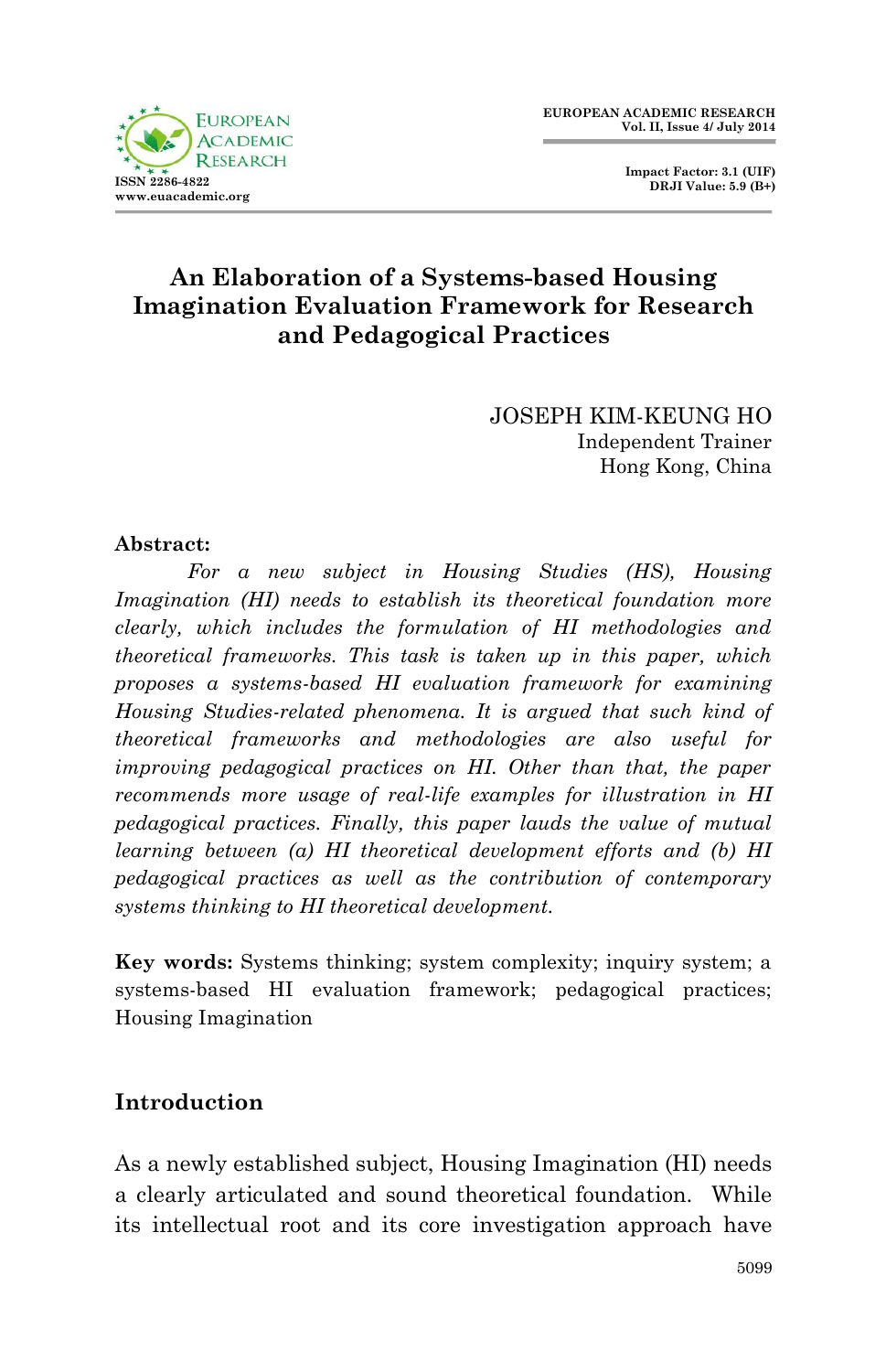EUROPEAN ACADEMIC RESEARCH
Vol. II, Issue 4/ July 2014

ISSN 2286-4822
www.euacademic.org

Impact Factor: 3.1 (UIF)
DRJI Value: 5.9 (B+)

# An Elaboration of a Systems-based Housing Imagination Evaluation Framework for Research and Pedagogical Practices

JOSEPH KIM-KEUNG HO
Independent Trainer
Hong Kong, China

**Abstract:**

*For a new subject in Housing Studies (HS), Housing Imagination (HI) needs to establish its theoretical foundation more clearly, which includes the formulation of HI methodologies and theoretical frameworks. This task is taken up in this paper, which proposes a systems-based HI evaluation framework for examining Housing Studies-related phenomena. It is argued that such kind of theoretical frameworks and methodologies are also useful for improving pedagogical practices on HI. Other than that, the paper recommends more usage of real-life examples for illustration in HI pedagogical practices. Finally, this paper lauds the value of mutual learning between (a) HI theoretical development efforts and (b) HI pedagogical practices as well as the contribution of contemporary systems thinking to HI theoretical development.*

**Key words:** Systems thinking; system complexity; inquiry system; a systems-based HI evaluation framework; pedagogical practices; Housing Imagination

## Introduction

As a newly established subject, Housing Imagination (HI) needs a clearly articulated and sound theoretical foundation. While its intellectual root and its core investigation approach have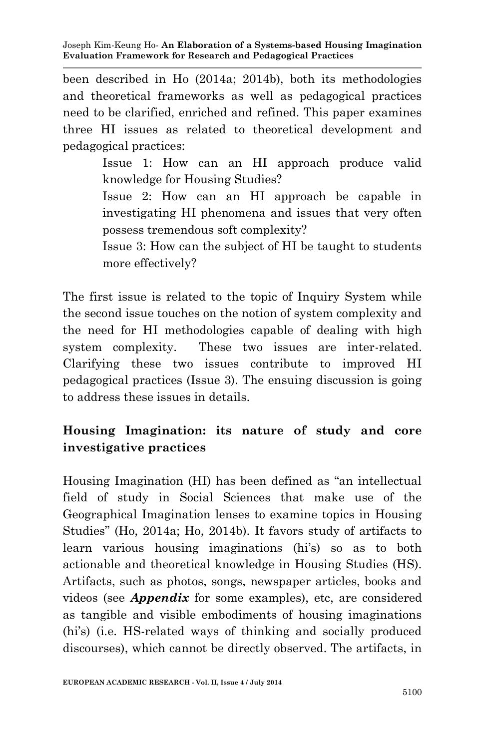been described in Ho (2014a; 2014b), both its methodologies and theoretical frameworks as well as pedagogical practices need to be clarified, enriched and refined. This paper examines three HI issues as related to theoretical development and pedagogical practices:

> Issue 1: How can an HI approach produce valid knowledge for Housing Studies?
>
> Issue 2: How can an HI approach be capable in investigating HI phenomena and issues that very often possess tremendous soft complexity?
>
> Issue 3: How can the subject of HI be taught to students more effectively?

The first issue is related to the topic of Inquiry System while the second issue touches on the notion of system complexity and the need for HI methodologies capable of dealing with high system complexity. These two issues are inter-related. Clarifying these two issues contribute to improved HI pedagogical practices (Issue 3). The ensuing discussion is going to address these issues in details.

## Housing Imagination: its nature of study and core investigative practices

Housing Imagination (HI) has been defined as "an intellectual field of study in Social Sciences that make use of the Geographical Imagination lenses to examine topics in Housing Studies" (Ho, 2014a; Ho, 2014b). It favors study of artifacts to learn various housing imaginations (hi's) so as to both actionable and theoretical knowledge in Housing Studies (HS). Artifacts, such as photos, songs, newspaper articles, books and videos (see ***Appendix*** for some examples), etc, are considered as tangible and visible embodiments of housing imaginations (hi's) (i.e. HS-related ways of thinking and socially produced discourses), which cannot be directly observed. The artifacts, in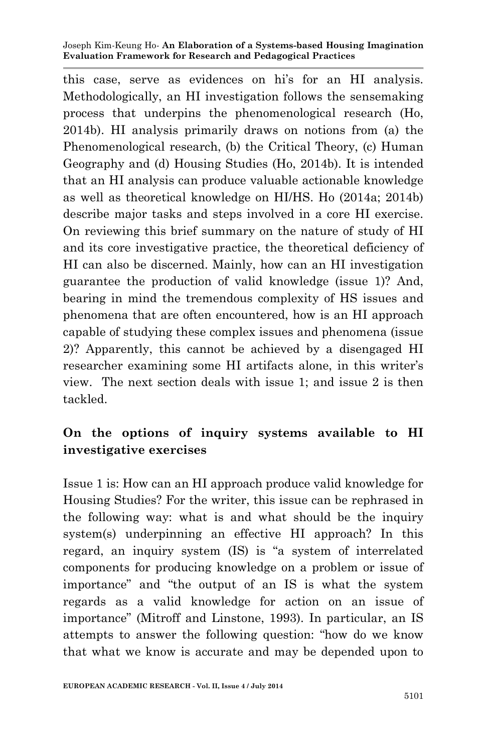this case, serve as evidences on hi's for an HI analysis. Methodologically, an HI investigation follows the sensemaking process that underpins the phenomenological research (Ho, 2014b). HI analysis primarily draws on notions from (a) the Phenomenological research, (b) the Critical Theory, (c) Human Geography and (d) Housing Studies (Ho, 2014b). It is intended that an HI analysis can produce valuable actionable knowledge as well as theoretical knowledge on HI/HS. Ho (2014a; 2014b) describe major tasks and steps involved in a core HI exercise. On reviewing this brief summary on the nature of study of HI and its core investigative practice, the theoretical deficiency of HI can also be discerned. Mainly, how can an HI investigation guarantee the production of valid knowledge (issue 1)? And, bearing in mind the tremendous complexity of HS issues and phenomena that are often encountered, how is an HI approach capable of studying these complex issues and phenomena (issue 2)? Apparently, this cannot be achieved by a disengaged HI researcher examining some HI artifacts alone, in this writer's view. The next section deals with issue 1; and issue 2 is then tackled.

## On the options of inquiry systems available to HI investigative exercises

Issue 1 is: How can an HI approach produce valid knowledge for Housing Studies? For the writer, this issue can be rephrased in the following way: what is and what should be the inquiry system(s) underpinning an effective HI approach? In this regard, an inquiry system (IS) is "a system of interrelated components for producing knowledge on a problem or issue of importance" and "the output of an IS is what the system regards as a valid knowledge for action on an issue of importance" (Mitroff and Linstone, 1993). In particular, an IS attempts to answer the following question: "how do we know that what we know is accurate and may be depended upon to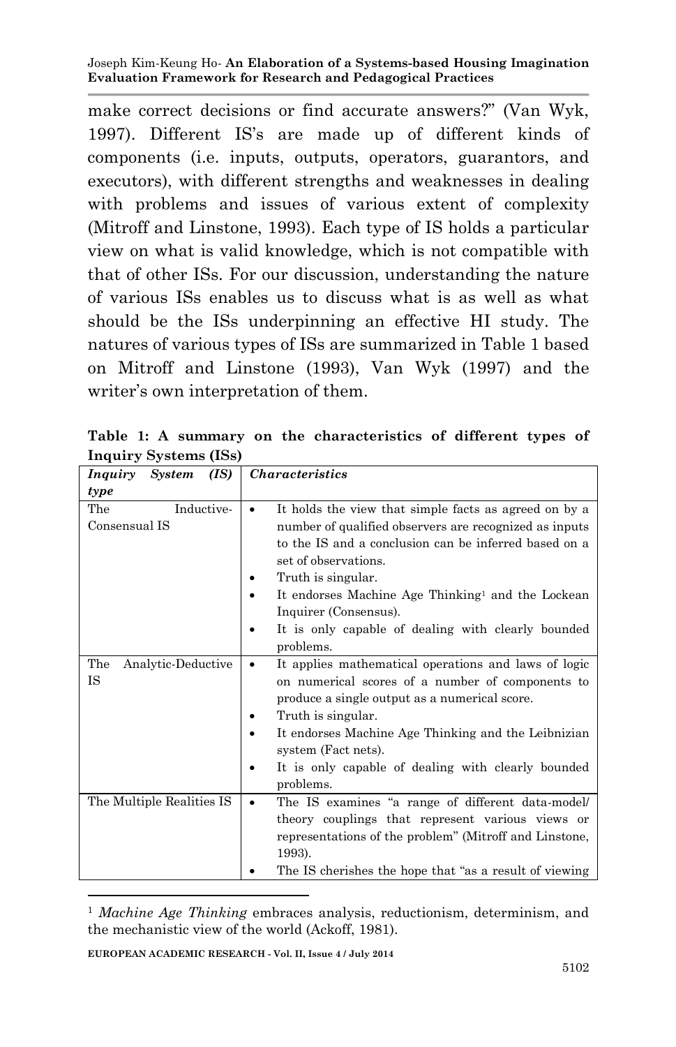make correct decisions or find accurate answers?" (Van Wyk, 1997). Different IS's are made up of different kinds of components (i.e. inputs, outputs, operators, guarantors, and executors), with different strengths and weaknesses in dealing with problems and issues of various extent of complexity (Mitroff and Linstone, 1993). Each type of IS holds a particular view on what is valid knowledge, which is not compatible with that of other ISs. For our discussion, understanding the nature of various ISs enables us to discuss what is as well as what should be the ISs underpinning an effective HI study. The natures of various types of ISs are summarized in Table 1 based on Mitroff and Linstone (1993), Van Wyk (1997) and the writer's own interpretation of them.

**Table 1: A summary on the characteristics of different types of Inquiry Systems (ISs)**

| ***Inquiry System (IS) type*** | ***Characteristics*** |
|---|---|
| The Inductive-Consensual IS | • It holds the view that simple facts as agreed on by a number of qualified observers are recognized as inputs to the IS and a conclusion can be inferred based on a set of observations.<br>• Truth is singular.<br>• It endorses Machine Age Thinking[1] and the Lockean Inquirer (Consensus).<br>• It is only capable of dealing with clearly bounded problems. |
| The Analytic-Deductive IS | • It applies mathematical operations and laws of logic on numerical scores of a number of components to produce a single output as a numerical score.<br>• Truth is singular.<br>• It endorses Machine Age Thinking and the Leibnizian system (Fact nets).<br>• It is only capable of dealing with clearly bounded problems. |
| The Multiple Realities IS | • The IS examines "a range of different data-model/ theory couplings that represent various views or representations of the problem" (Mitroff and Linstone, 1993).<br>• The IS cherishes the hope that "as a result of viewing |

[1] *Machine Age Thinking* embraces analysis, reductionism, determinism, and the mechanistic view of the world (Ackoff, 1981).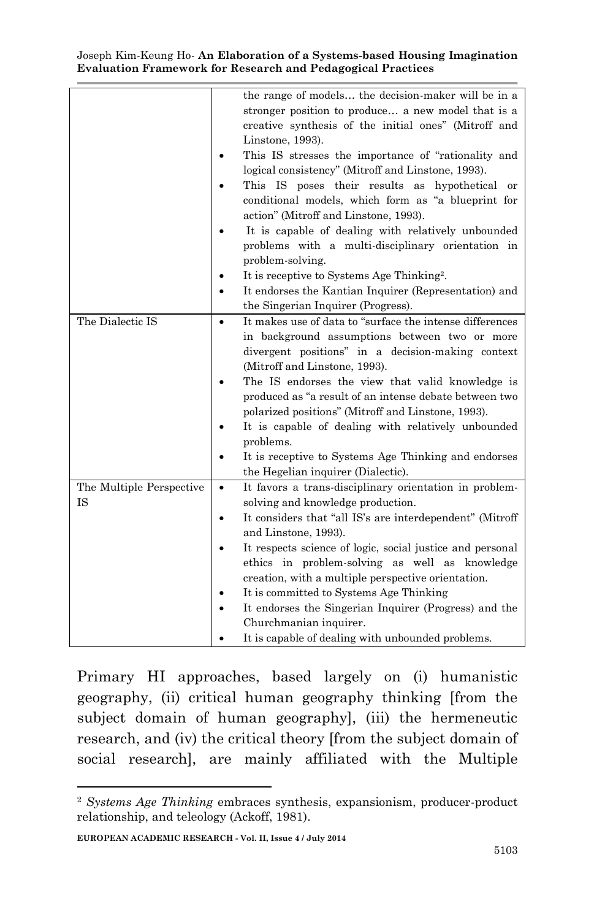| | |
|---|---|
| | the range of models… the decision-maker will be in a stronger position to produce… a new model that is a creative synthesis of the initial ones" (Mitroff and Linstone, 1993).<br>• This IS stresses the importance of "rationality and logical consistency" (Mitroff and Linstone, 1993).<br>• This IS poses their results as hypothetical or conditional models, which form as "a blueprint for action" (Mitroff and Linstone, 1993).<br>• It is capable of dealing with relatively unbounded problems with a multi-disciplinary orientation in problem-solving.<br>• It is receptive to Systems Age Thinking[2].<br>• It endorses the Kantian Inquirer (Representation) and the Singerian Inquirer (Progress). |
| The Dialectic IS | • It makes use of data to "surface the intense differences in background assumptions between two or more divergent positions" in a decision-making context (Mitroff and Linstone, 1993).<br>• The IS endorses the view that valid knowledge is produced as "a result of an intense debate between two polarized positions" (Mitroff and Linstone, 1993).<br>• It is capable of dealing with relatively unbounded problems.<br>• It is receptive to Systems Age Thinking and endorses the Hegelian inquirer (Dialectic). |
| The Multiple Perspective IS | • It favors a trans-disciplinary orientation in problem-solving and knowledge production.<br>• It considers that "all IS's are interdependent" (Mitroff and Linstone, 1993).<br>• It respects science of logic, social justice and personal ethics in problem-solving as well as knowledge creation, with a multiple perspective orientation.<br>• It is committed to Systems Age Thinking<br>• It endorses the Singerian Inquirer (Progress) and the Churchmanian inquirer.<br>• It is capable of dealing with unbounded problems. |

Primary HI approaches, based largely on (i) humanistic geography, (ii) critical human geography thinking [from the subject domain of human geography], (iii) the hermeneutic research, and (iv) the critical theory [from the subject domain of social research], are mainly affiliated with the Multiple

[2] *Systems Age Thinking* embraces synthesis, expansionism, producer-product relationship, and teleology (Ackoff, 1981).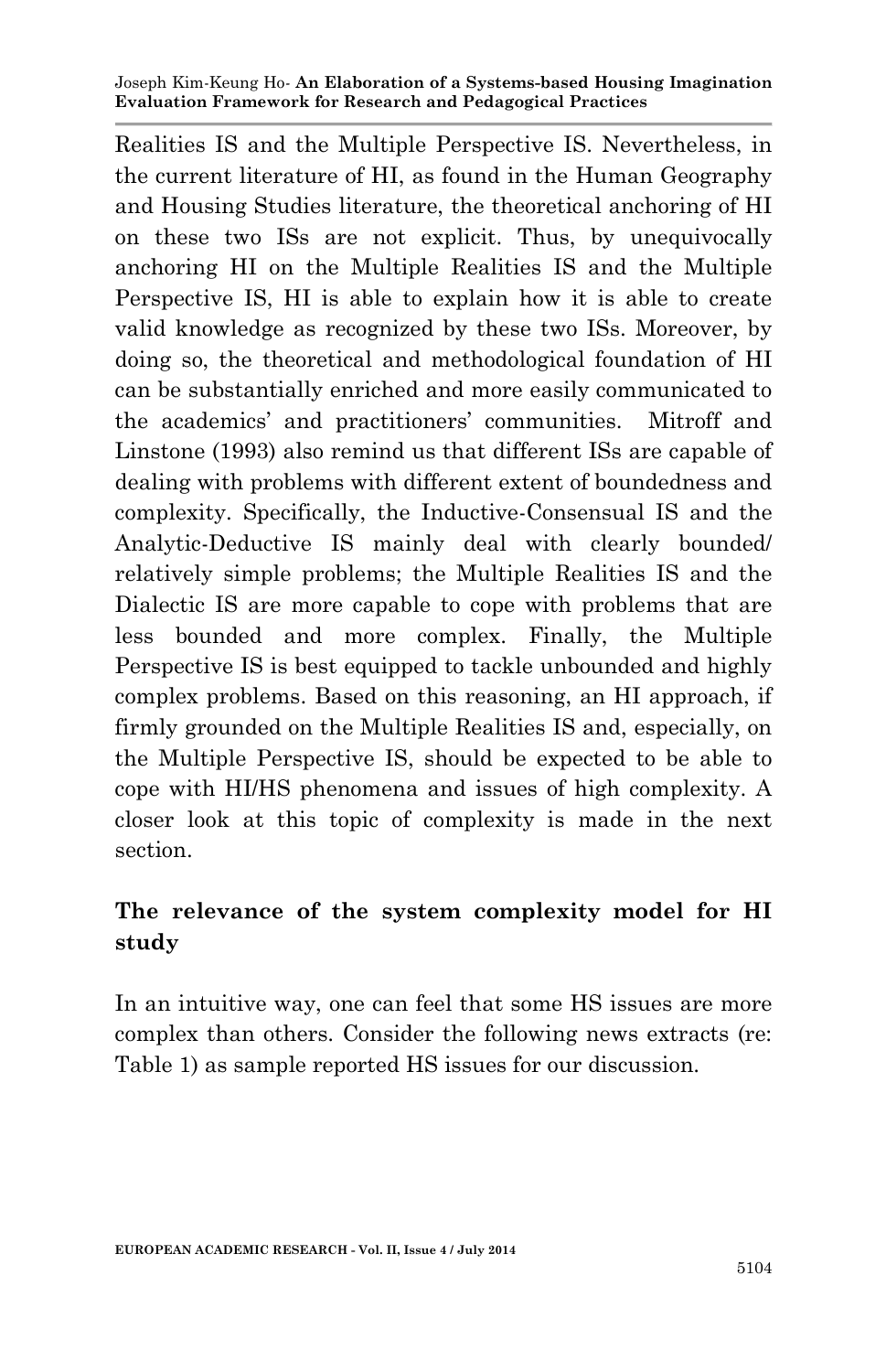Realities IS and the Multiple Perspective IS. Nevertheless, in the current literature of HI, as found in the Human Geography and Housing Studies literature, the theoretical anchoring of HI on these two ISs are not explicit. Thus, by unequivocally anchoring HI on the Multiple Realities IS and the Multiple Perspective IS, HI is able to explain how it is able to create valid knowledge as recognized by these two ISs. Moreover, by doing so, the theoretical and methodological foundation of HI can be substantially enriched and more easily communicated to the academics' and practitioners' communities. Mitroff and Linstone (1993) also remind us that different ISs are capable of dealing with problems with different extent of boundedness and complexity. Specifically, the Inductive-Consensual IS and the Analytic-Deductive IS mainly deal with clearly bounded/ relatively simple problems; the Multiple Realities IS and the Dialectic IS are more capable to cope with problems that are less bounded and more complex. Finally, the Multiple Perspective IS is best equipped to tackle unbounded and highly complex problems. Based on this reasoning, an HI approach, if firmly grounded on the Multiple Realities IS and, especially, on the Multiple Perspective IS, should be expected to be able to cope with HI/HS phenomena and issues of high complexity. A closer look at this topic of complexity is made in the next section.

## The relevance of the system complexity model for HI study

In an intuitive way, one can feel that some HS issues are more complex than others. Consider the following news extracts (re: Table 1) as sample reported HS issues for our discussion.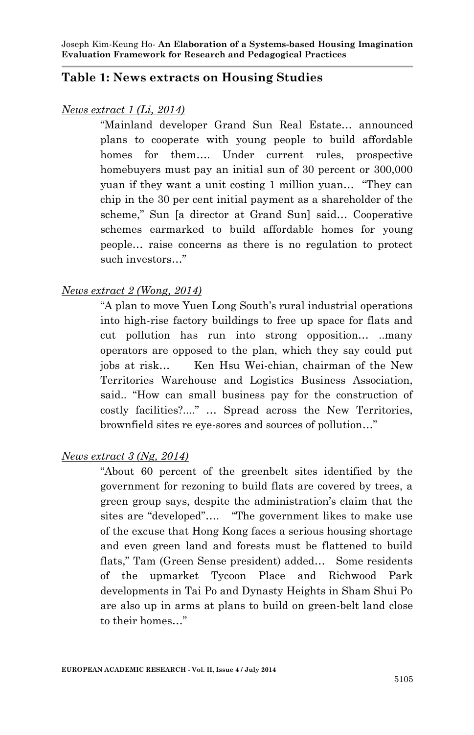## Table 1: News extracts on Housing Studies

*News extract 1 (Li, 2014)*

> "Mainland developer Grand Sun Real Estate… announced plans to cooperate with young people to build affordable homes for them…. Under current rules, prospective homebuyers must pay an initial sun of 30 percent or 300,000 yuan if they want a unit costing 1 million yuan… "They can chip in the 30 per cent initial payment as a shareholder of the scheme," Sun [a director at Grand Sun] said… Cooperative schemes earmarked to build affordable homes for young people… raise concerns as there is no regulation to protect such investors…"

*News extract 2 (Wong, 2014)*

> "A plan to move Yuen Long South's rural industrial operations into high-rise factory buildings to free up space for flats and cut pollution has run into strong opposition… ..many operators are opposed to the plan, which they say could put jobs at risk… Ken Hsu Wei-chian, chairman of the New Territories Warehouse and Logistics Business Association, said.. "How can small business pay for the construction of costly facilities?...." … Spread across the New Territories, brownfield sites re eye-sores and sources of pollution…"

*News extract 3 (Ng, 2014)*

> "About 60 percent of the greenbelt sites identified by the government for rezoning to build flats are covered by trees, a green group says, despite the administration's claim that the sites are "developed"…. "The government likes to make use of the excuse that Hong Kong faces a serious housing shortage and even green land and forests must be flattened to build flats," Tam (Green Sense president) added… Some residents of the upmarket Tycoon Place and Richwood Park developments in Tai Po and Dynasty Heights in Sham Shui Po are also up in arms at plans to build on green-belt land close to their homes…"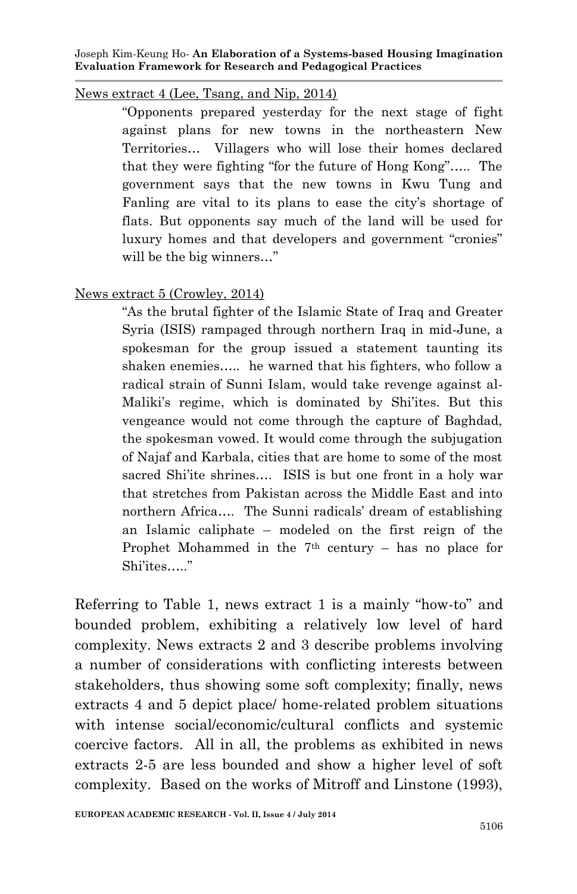News extract 4 (Lee, Tsang, and Nip, 2014)

> "Opponents prepared yesterday for the next stage of fight against plans for new towns in the northeastern New Territories… Villagers who will lose their homes declared that they were fighting "for the future of Hong Kong"….. The government says that the new towns in Kwu Tung and Fanling are vital to its plans to ease the city's shortage of flats. But opponents say much of the land will be used for luxury homes and that developers and government "cronies" will be the big winners…"

News extract 5 (Crowley, 2014)

> "As the brutal fighter of the Islamic State of Iraq and Greater Syria (ISIS) rampaged through northern Iraq in mid-June, a spokesman for the group issued a statement taunting its shaken enemies….. he warned that his fighters, who follow a radical strain of Sunni Islam, would take revenge against al-Maliki's regime, which is dominated by Shi'ites. But this vengeance would not come through the capture of Baghdad, the spokesman vowed. It would come through the subjugation of Najaf and Karbala, cities that are home to some of the most sacred Shi'ite shrines…. ISIS is but one front in a holy war that stretches from Pakistan across the Middle East and into northern Africa…. The Sunni radicals' dream of establishing an Islamic caliphate – modeled on the first reign of the Prophet Mohammed in the 7th century – has no place for Shi'ites….."

Referring to Table 1, news extract 1 is a mainly "how-to" and bounded problem, exhibiting a relatively low level of hard complexity. News extracts 2 and 3 describe problems involving a number of considerations with conflicting interests between stakeholders, thus showing some soft complexity; finally, news extracts 4 and 5 depict place/ home-related problem situations with intense social/economic/cultural conflicts and systemic coercive factors. All in all, the problems as exhibited in news extracts 2-5 are less bounded and show a higher level of soft complexity. Based on the works of Mitroff and Linstone (1993),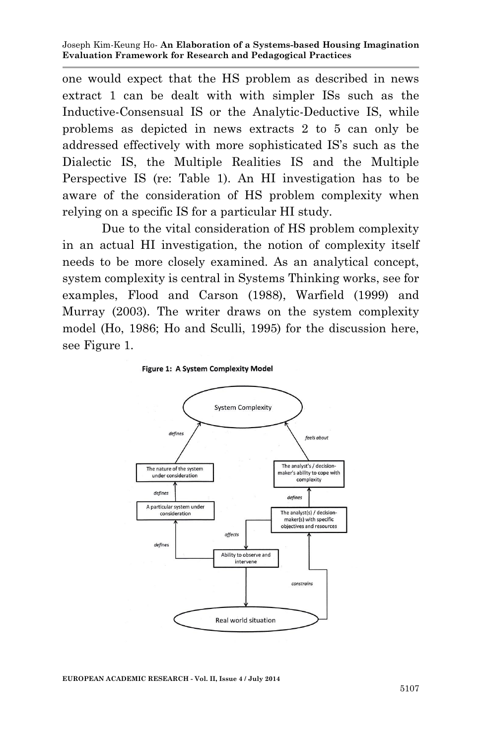one would expect that the HS problem as described in news extract 1 can be dealt with with simpler ISs such as the Inductive-Consensual IS or the Analytic-Deductive IS, while problems as depicted in news extracts 2 to 5 can only be addressed effectively with more sophisticated IS's such as the Dialectic IS, the Multiple Realities IS and the Multiple Perspective IS (re: Table 1). An HI investigation has to be aware of the consideration of HS problem complexity when relying on a specific IS for a particular HI study.

Due to the vital consideration of HS problem complexity in an actual HI investigation, the notion of complexity itself needs to be more closely examined. As an analytical concept, system complexity is central in Systems Thinking works, see for examples, Flood and Carson (1988), Warfield (1999) and Murray (2003). The writer draws on the system complexity model (Ho, 1986; Ho and Sculli, 1995) for the discussion here, see Figure 1.

**Figure 1: A System Complexity Model**

System Complexity

defines

feels about

The nature of the system under consideration

The analyst's / decision-maker's ability to cope with complexity

defines

defines

A particular system under consideration

The analyst(s) / decision-maker(s) with specific objectives and resources

affects

defines

Ability to observe and intervene

constrains

Real world situation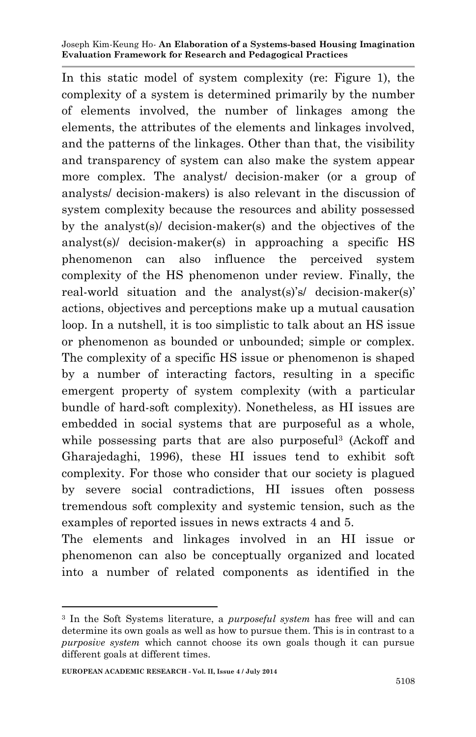In this static model of system complexity (re: Figure 1), the complexity of a system is determined primarily by the number of elements involved, the number of linkages among the elements, the attributes of the elements and linkages involved, and the patterns of the linkages. Other than that, the visibility and transparency of system can also make the system appear more complex. The analyst/ decision-maker (or a group of analysts/ decision-makers) is also relevant in the discussion of system complexity because the resources and ability possessed by the analyst(s)/ decision-maker(s) and the objectives of the analyst(s)/ decision-maker(s) in approaching a specific HS phenomenon can also influence the perceived system complexity of the HS phenomenon under review. Finally, the real-world situation and the analyst(s)'s/ decision-maker(s)' actions, objectives and perceptions make up a mutual causation loop. In a nutshell, it is too simplistic to talk about an HS issue or phenomenon as bounded or unbounded; simple or complex. The complexity of a specific HS issue or phenomenon is shaped by a number of interacting factors, resulting in a specific emergent property of system complexity (with a particular bundle of hard-soft complexity). Nonetheless, as HI issues are embedded in social systems that are purposeful as a whole, while possessing parts that are also purposeful[3] (Ackoff and Gharajedaghi, 1996), these HI issues tend to exhibit soft complexity. For those who consider that our society is plagued by severe social contradictions, HI issues often possess tremendous soft complexity and systemic tension, such as the examples of reported issues in news extracts 4 and 5.

The elements and linkages involved in an HI issue or phenomenon can also be conceptually organized and located into a number of related components as identified in the

---

[3] In the Soft Systems literature, a *purposeful system* has free will and can determine its own goals as well as how to pursue them. This is in contrast to a *purposive system* which cannot choose its own goals though it can pursue different goals at different times.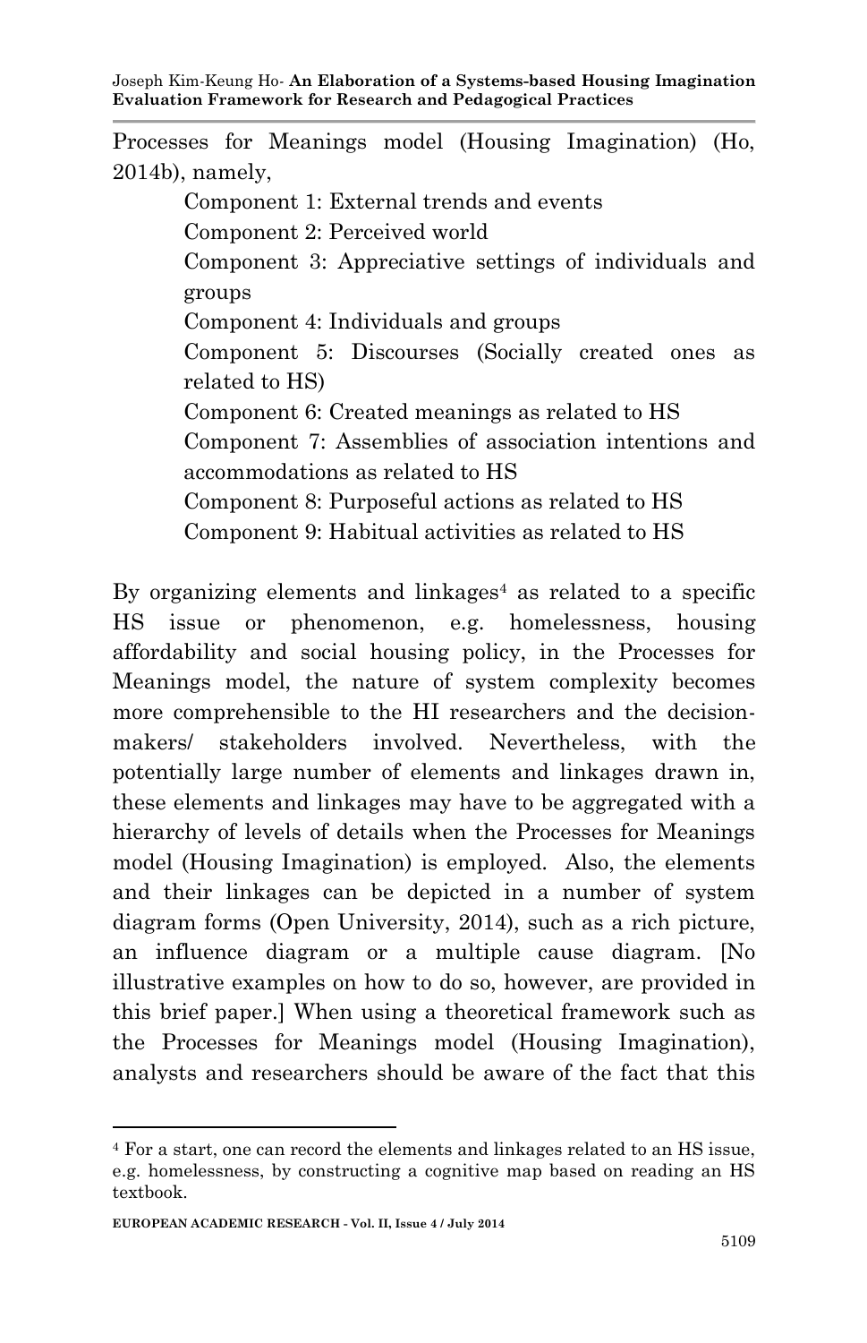Processes for Meanings model (Housing Imagination) (Ho, 2014b), namely,

Component 1: External trends and events
Component 2: Perceived world
Component 3: Appreciative settings of individuals and groups
Component 4: Individuals and groups
Component 5: Discourses (Socially created ones as related to HS)
Component 6: Created meanings as related to HS
Component 7: Assemblies of association intentions and accommodations as related to HS
Component 8: Purposeful actions as related to HS
Component 9: Habitual activities as related to HS

By organizing elements and linkages[4] as related to a specific HS issue or phenomenon, e.g. homelessness, housing affordability and social housing policy, in the Processes for Meanings model, the nature of system complexity becomes more comprehensible to the HI researchers and the decision-makers/ stakeholders involved. Nevertheless, with the potentially large number of elements and linkages drawn in, these elements and linkages may have to be aggregated with a hierarchy of levels of details when the Processes for Meanings model (Housing Imagination) is employed. Also, the elements and their linkages can be depicted in a number of system diagram forms (Open University, 2014), such as a rich picture, an influence diagram or a multiple cause diagram. [No illustrative examples on how to do so, however, are provided in this brief paper.] When using a theoretical framework such as the Processes for Meanings model (Housing Imagination), analysts and researchers should be aware of the fact that this

[4] For a start, one can record the elements and linkages related to an HS issue, e.g. homelessness, by constructing a cognitive map based on reading an HS textbook.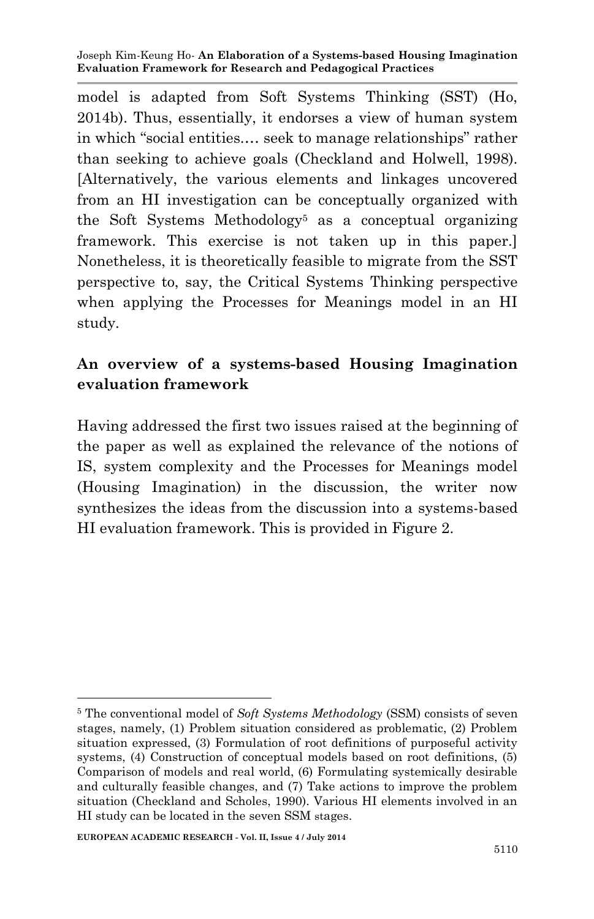model is adapted from Soft Systems Thinking (SST) (Ho, 2014b). Thus, essentially, it endorses a view of human system in which "social entities…. seek to manage relationships" rather than seeking to achieve goals (Checkland and Holwell, 1998). [Alternatively, the various elements and linkages uncovered from an HI investigation can be conceptually organized with the Soft Systems Methodology[5] as a conceptual organizing framework. This exercise is not taken up in this paper.] Nonetheless, it is theoretically feasible to migrate from the SST perspective to, say, the Critical Systems Thinking perspective when applying the Processes for Meanings model in an HI study.

## An overview of a systems-based Housing Imagination evaluation framework

Having addressed the first two issues raised at the beginning of the paper as well as explained the relevance of the notions of IS, system complexity and the Processes for Meanings model (Housing Imagination) in the discussion, the writer now synthesizes the ideas from the discussion into a systems-based HI evaluation framework. This is provided in Figure 2.

---

[5] The conventional model of *Soft Systems Methodology* (SSM) consists of seven stages, namely, (1) Problem situation considered as problematic, (2) Problem situation expressed, (3) Formulation of root definitions of purposeful activity systems, (4) Construction of conceptual models based on root definitions, (5) Comparison of models and real world, (6) Formulating systemically desirable and culturally feasible changes, and (7) Take actions to improve the problem situation (Checkland and Scholes, 1990). Various HI elements involved in an HI study can be located in the seven SSM stages.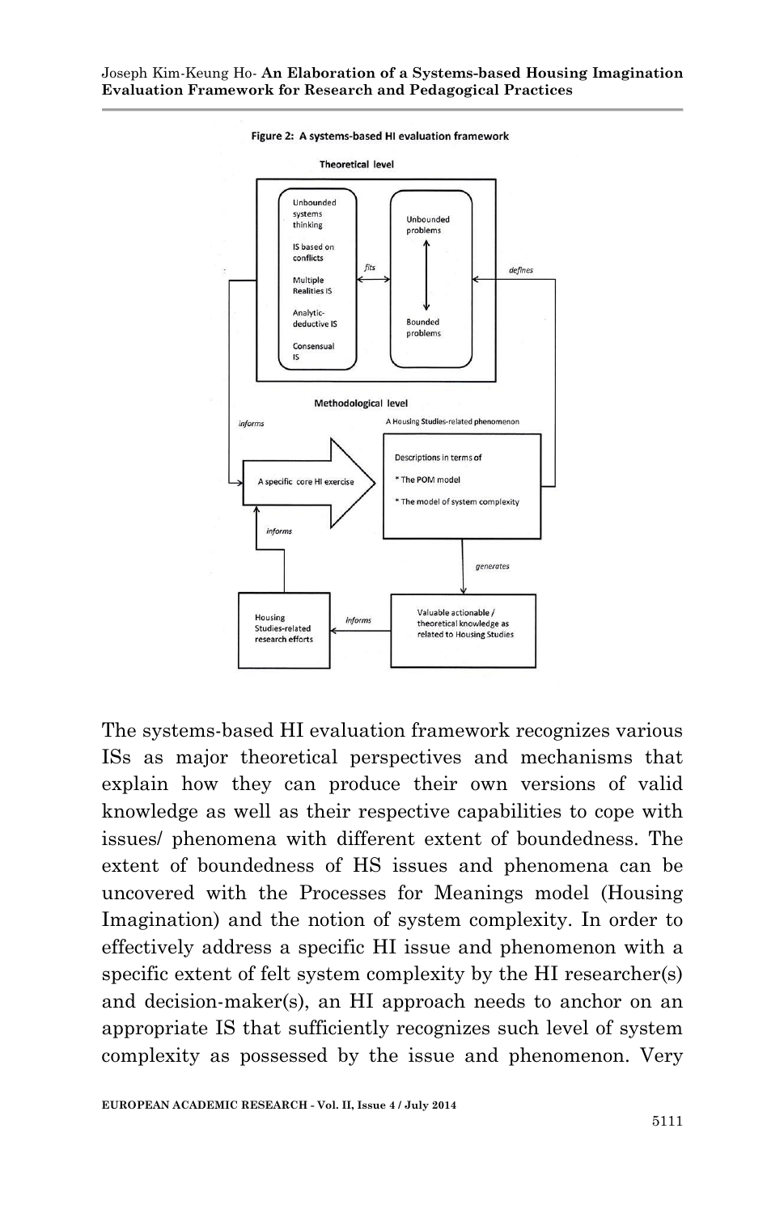**Figure 2: A systems-based HI evaluation framework**

Theoretical level

Unbounded systems thinking

IS based on conflicts

Multiple Realities IS

Analytic-deductive IS

Consensual IS

fits

Unbounded problems

Bounded problems

defines

Methodological level

informs

A Housing Studies-related phenomenon

A specific core HI exercise

Descriptions in terms of

* The POM model

* The model of system complexity

informs

generates

Housing Studies-related research efforts

informs

Valuable actionable / theoretical knowledge as related to Housing Studies

The systems-based HI evaluation framework recognizes various ISs as major theoretical perspectives and mechanisms that explain how they can produce their own versions of valid knowledge as well as their respective capabilities to cope with issues/ phenomena with different extent of boundedness. The extent of boundedness of HS issues and phenomena can be uncovered with the Processes for Meanings model (Housing Imagination) and the notion of system complexity. In order to effectively address a specific HI issue and phenomenon with a specific extent of felt system complexity by the HI researcher(s) and decision-maker(s), an HI approach needs to anchor on an appropriate IS that sufficiently recognizes such level of system complexity as possessed by the issue and phenomenon. Very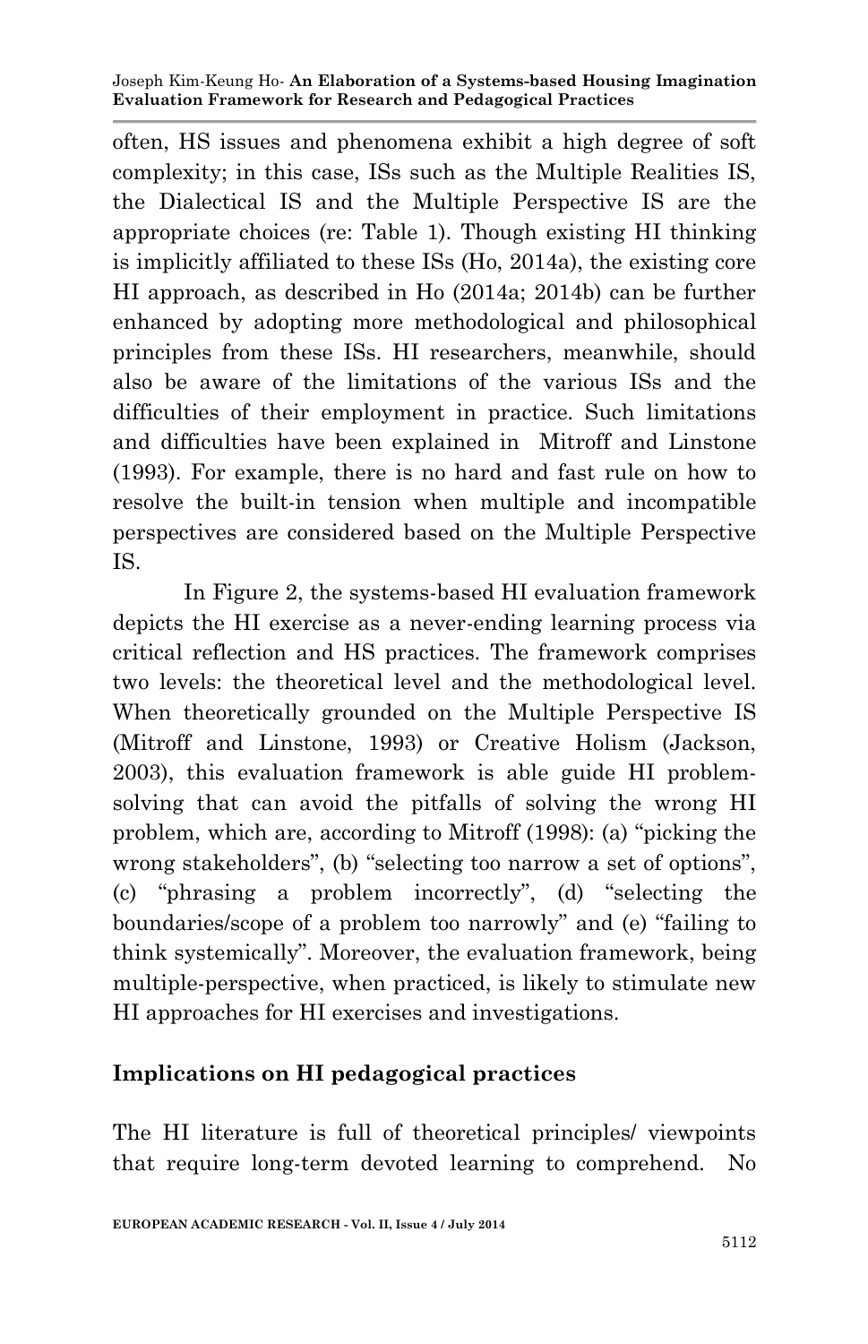often, HS issues and phenomena exhibit a high degree of soft complexity; in this case, ISs such as the Multiple Realities IS, the Dialectical IS and the Multiple Perspective IS are the appropriate choices (re: Table 1). Though existing HI thinking is implicitly affiliated to these ISs (Ho, 2014a), the existing core HI approach, as described in Ho (2014a; 2014b) can be further enhanced by adopting more methodological and philosophical principles from these ISs. HI researchers, meanwhile, should also be aware of the limitations of the various ISs and the difficulties of their employment in practice. Such limitations and difficulties have been explained in Mitroff and Linstone (1993). For example, there is no hard and fast rule on how to resolve the built-in tension when multiple and incompatible perspectives are considered based on the Multiple Perspective IS.

In Figure 2, the systems-based HI evaluation framework depicts the HI exercise as a never-ending learning process via critical reflection and HS practices. The framework comprises two levels: the theoretical level and the methodological level. When theoretically grounded on the Multiple Perspective IS (Mitroff and Linstone, 1993) or Creative Holism (Jackson, 2003), this evaluation framework is able guide HI problem-solving that can avoid the pitfalls of solving the wrong HI problem, which are, according to Mitroff (1998): (a) "picking the wrong stakeholders", (b) "selecting too narrow a set of options", (c) "phrasing a problem incorrectly", (d) "selecting the boundaries/scope of a problem too narrowly" and (e) "failing to think systemically". Moreover, the evaluation framework, being multiple-perspective, when practiced, is likely to stimulate new HI approaches for HI exercises and investigations.

## Implications on HI pedagogical practices

The HI literature is full of theoretical principles/ viewpoints that require long-term devoted learning to comprehend. No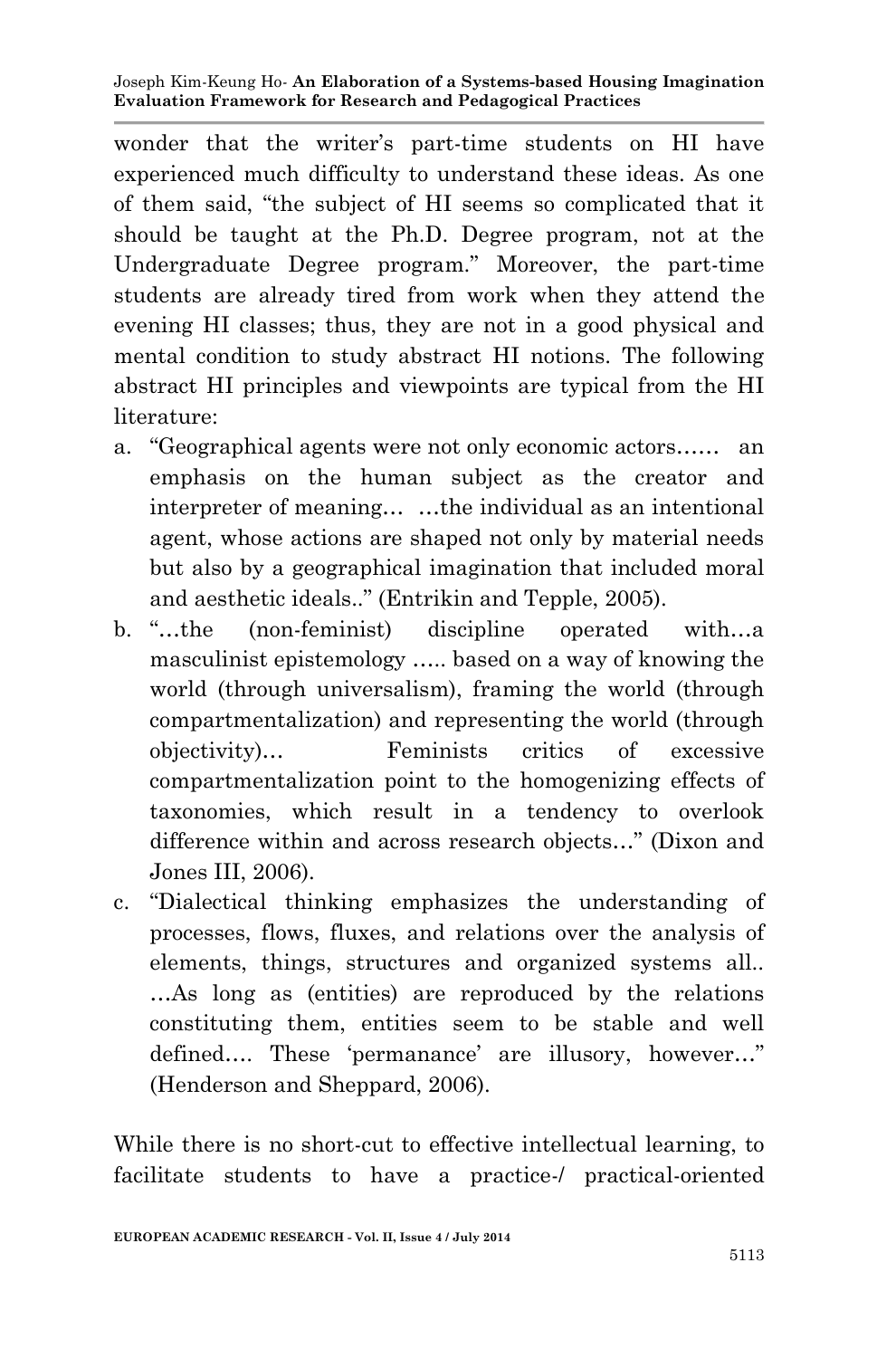wonder that the writer's part-time students on HI have experienced much difficulty to understand these ideas. As one of them said, "the subject of HI seems so complicated that it should be taught at the Ph.D. Degree program, not at the Undergraduate Degree program." Moreover, the part-time students are already tired from work when they attend the evening HI classes; thus, they are not in a good physical and mental condition to study abstract HI notions. The following abstract HI principles and viewpoints are typical from the HI literature:

a. "Geographical agents were not only economic actors…… an emphasis on the human subject as the creator and interpreter of meaning… …the individual as an intentional agent, whose actions are shaped not only by material needs but also by a geographical imagination that included moral and aesthetic ideals.." (Entrikin and Tepple, 2005).
b. "…the (non-feminist) discipline operated with…a masculinist epistemology ….. based on a way of knowing the world (through universalism), framing the world (through compartmentalization) and representing the world (through objectivity)… Feminists critics of excessive compartmentalization point to the homogenizing effects of taxonomies, which result in a tendency to overlook difference within and across research objects…" (Dixon and Jones III, 2006).
c. "Dialectical thinking emphasizes the understanding of processes, flows, fluxes, and relations over the analysis of elements, things, structures and organized systems all.. …As long as (entities) are reproduced by the relations constituting them, entities seem to be stable and well defined…. These 'permanance' are illusory, however…" (Henderson and Sheppard, 2006).

While there is no short-cut to effective intellectual learning, to facilitate students to have a practice-/ practical-oriented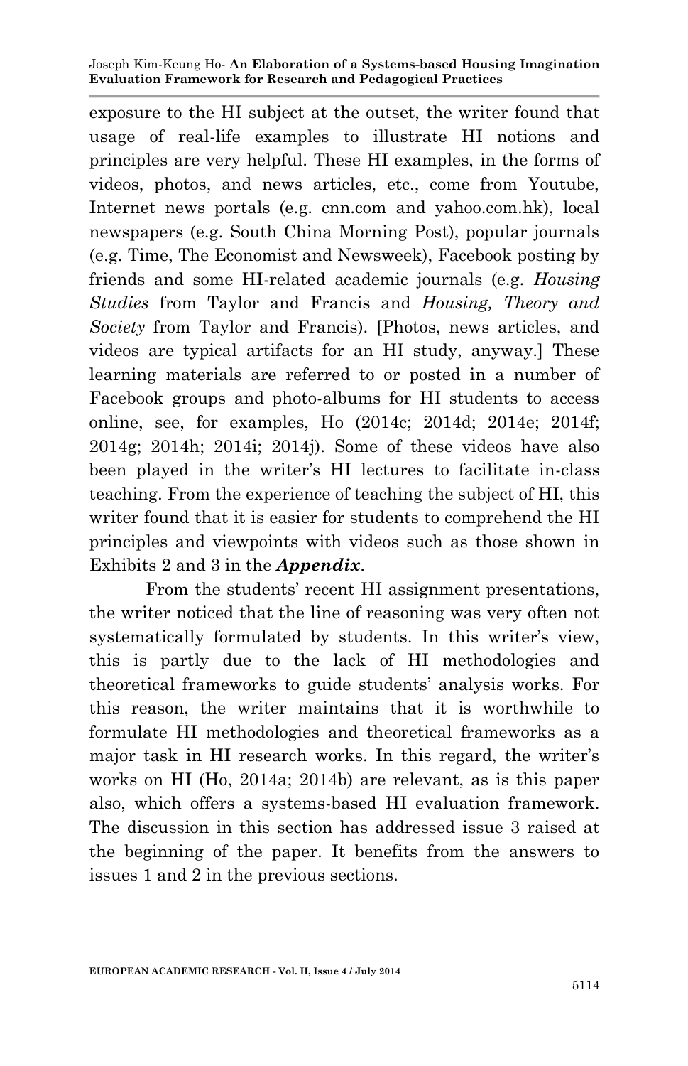exposure to the HI subject at the outset, the writer found that usage of real-life examples to illustrate HI notions and principles are very helpful. These HI examples, in the forms of videos, photos, and news articles, etc., come from Youtube, Internet news portals (e.g. cnn.com and yahoo.com.hk), local newspapers (e.g. South China Morning Post), popular journals (e.g. Time, The Economist and Newsweek), Facebook posting by friends and some HI-related academic journals (e.g. *Housing Studies* from Taylor and Francis and *Housing, Theory and Society* from Taylor and Francis). [Photos, news articles, and videos are typical artifacts for an HI study, anyway.] These learning materials are referred to or posted in a number of Facebook groups and photo-albums for HI students to access online, see, for examples, Ho (2014c; 2014d; 2014e; 2014f; 2014g; 2014h; 2014i; 2014j). Some of these videos have also been played in the writer's HI lectures to facilitate in-class teaching. From the experience of teaching the subject of HI, this writer found that it is easier for students to comprehend the HI principles and viewpoints with videos such as those shown in Exhibits 2 and 3 in the ***Appendix***.

From the students' recent HI assignment presentations, the writer noticed that the line of reasoning was very often not systematically formulated by students. In this writer's view, this is partly due to the lack of HI methodologies and theoretical frameworks to guide students' analysis works. For this reason, the writer maintains that it is worthwhile to formulate HI methodologies and theoretical frameworks as a major task in HI research works. In this regard, the writer's works on HI (Ho, 2014a; 2014b) are relevant, as is this paper also, which offers a systems-based HI evaluation framework. The discussion in this section has addressed issue 3 raised at the beginning of the paper. It benefits from the answers to issues 1 and 2 in the previous sections.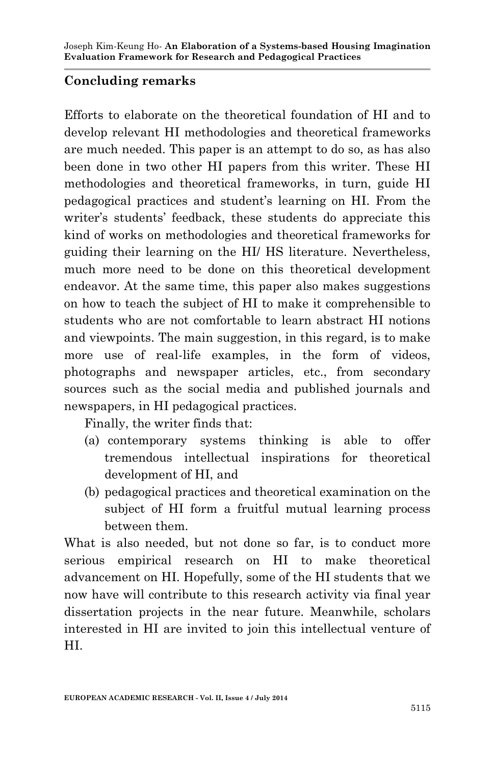## Concluding remarks

Efforts to elaborate on the theoretical foundation of HI and to develop relevant HI methodologies and theoretical frameworks are much needed. This paper is an attempt to do so, as has also been done in two other HI papers from this writer. These HI methodologies and theoretical frameworks, in turn, guide HI pedagogical practices and student's learning on HI. From the writer's students' feedback, these students do appreciate this kind of works on methodologies and theoretical frameworks for guiding their learning on the HI/ HS literature. Nevertheless, much more need to be done on this theoretical development endeavor. At the same time, this paper also makes suggestions on how to teach the subject of HI to make it comprehensible to students who are not comfortable to learn abstract HI notions and viewpoints. The main suggestion, in this regard, is to make more use of real-life examples, in the form of videos, photographs and newspaper articles, etc., from secondary sources such as the social media and published journals and newspapers, in HI pedagogical practices.

Finally, the writer finds that:

(a) contemporary systems thinking is able to offer tremendous intellectual inspirations for theoretical development of HI, and

(b) pedagogical practices and theoretical examination on the subject of HI form a fruitful mutual learning process between them.

What is also needed, but not done so far, is to conduct more serious empirical research on HI to make theoretical advancement on HI. Hopefully, some of the HI students that we now have will contribute to this research activity via final year dissertation projects in the near future. Meanwhile, scholars interested in HI are invited to join this intellectual venture of HI.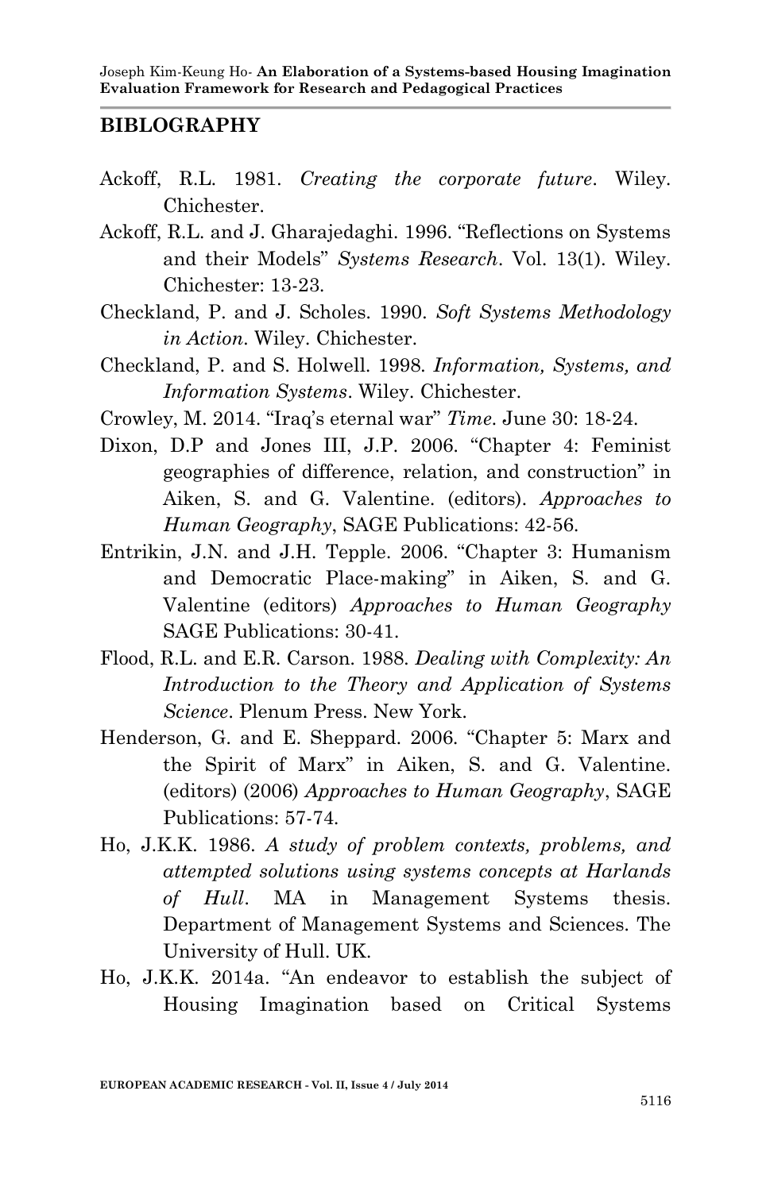## BIBLOGRAPHY

Ackoff, R.L. 1981. *Creating the corporate future*. Wiley. Chichester.

Ackoff, R.L. and J. Gharajedaghi. 1996. "Reflections on Systems and their Models" *Systems Research*. Vol. 13(1). Wiley. Chichester: 13-23.

Checkland, P. and J. Scholes. 1990. *Soft Systems Methodology in Action*. Wiley. Chichester.

Checkland, P. and S. Holwell. 1998. *Information, Systems, and Information Systems*. Wiley. Chichester.

Crowley, M. 2014. "Iraq's eternal war" *Time*. June 30: 18-24.

Dixon, D.P and Jones III, J.P. 2006. "Chapter 4: Feminist geographies of difference, relation, and construction" in Aiken, S. and G. Valentine. (editors). *Approaches to Human Geography*, SAGE Publications: 42-56.

Entrikin, J.N. and J.H. Tepple. 2006. "Chapter 3: Humanism and Democratic Place-making" in Aiken, S. and G. Valentine (editors) *Approaches to Human Geography* SAGE Publications: 30-41.

Flood, R.L. and E.R. Carson. 1988. *Dealing with Complexity: An Introduction to the Theory and Application of Systems Science*. Plenum Press. New York.

Henderson, G. and E. Sheppard. 2006. "Chapter 5: Marx and the Spirit of Marx" in Aiken, S. and G. Valentine. (editors) (2006) *Approaches to Human Geography*, SAGE Publications: 57-74.

Ho, J.K.K. 1986. *A study of problem contexts, problems, and attempted solutions using systems concepts at Harlands of Hull*. MA in Management Systems thesis. Department of Management Systems and Sciences. The University of Hull. UK.

Ho, J.K.K. 2014a. "An endeavor to establish the subject of Housing Imagination based on Critical Systems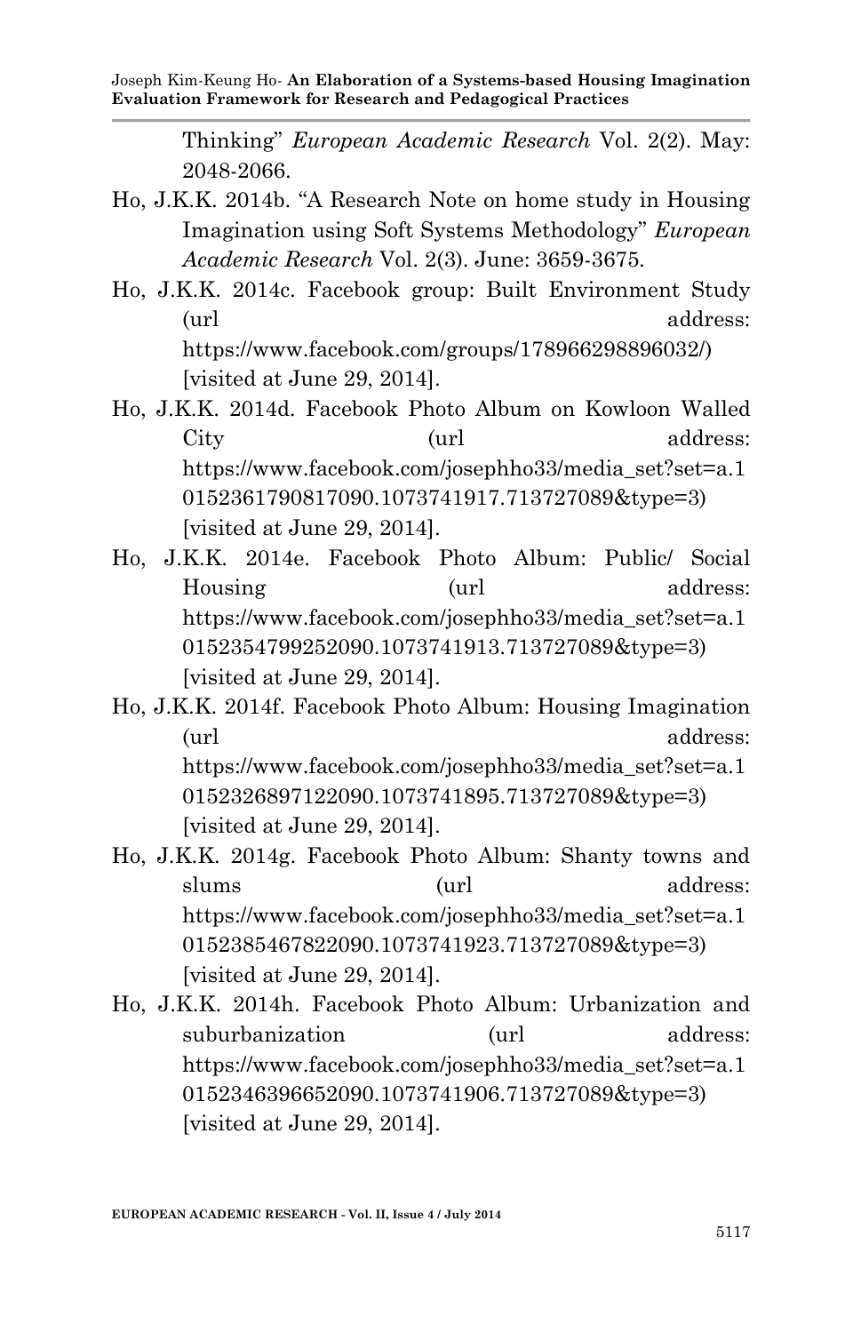Thinking" *European Academic Research* Vol. 2(2). May: 2048-2066.

Ho, J.K.K. 2014b. "A Research Note on home study in Housing Imagination using Soft Systems Methodology" *European Academic Research* Vol. 2(3). June: 3659-3675.

Ho, J.K.K. 2014c. Facebook group: Built Environment Study (url address: https://www.facebook.com/groups/178966298896032/) [visited at June 29, 2014].

Ho, J.K.K. 2014d. Facebook Photo Album on Kowloon Walled City (url address: https://www.facebook.com/josephho33/media_set?set=a.10152361790817090.1073741917.713727089&type=3) [visited at June 29, 2014].

Ho, J.K.K. 2014e. Facebook Photo Album: Public/ Social Housing (url address: https://www.facebook.com/josephho33/media_set?set=a.10152354799252090.1073741913.713727089&type=3) [visited at June 29, 2014].

Ho, J.K.K. 2014f. Facebook Photo Album: Housing Imagination (url address: https://www.facebook.com/josephho33/media_set?set=a.10152326897122090.1073741895.713727089&type=3) [visited at June 29, 2014].

Ho, J.K.K. 2014g. Facebook Photo Album: Shanty towns and slums (url address: https://www.facebook.com/josephho33/media_set?set=a.10152385467822090.1073741923.713727089&type=3) [visited at June 29, 2014].

Ho, J.K.K. 2014h. Facebook Photo Album: Urbanization and suburbanization (url address: https://www.facebook.com/josephho33/media_set?set=a.10152346396652090.1073741906.713727089&type=3) [visited at June 29, 2014].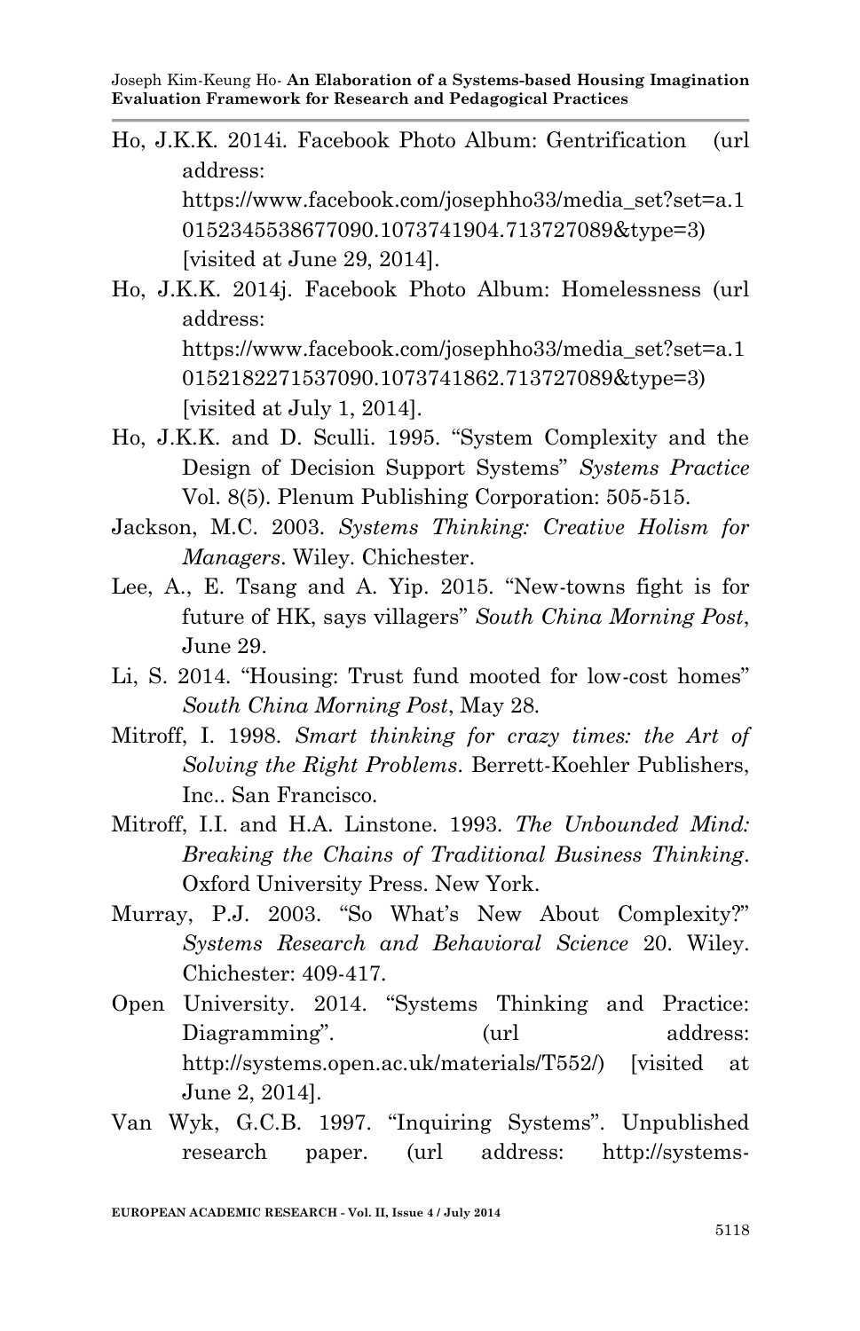Ho, J.K.K. 2014i. Facebook Photo Album: Gentrification (url address: https://www.facebook.com/josephho33/media_set?set=a.10152345538677090.1073741904.713727089&type=3) [visited at June 29, 2014].

Ho, J.K.K. 2014j. Facebook Photo Album: Homelessness (url address: https://www.facebook.com/josephho33/media_set?set=a.10152182271537090.1073741862.713727089&type=3) [visited at July 1, 2014].

Ho, J.K.K. and D. Sculli. 1995. "System Complexity and the Design of Decision Support Systems" *Systems Practice* Vol. 8(5). Plenum Publishing Corporation: 505-515.

Jackson, M.C. 2003. *Systems Thinking: Creative Holism for Managers*. Wiley. Chichester.

Lee, A., E. Tsang and A. Yip. 2015. "New-towns fight is for future of HK, says villagers" *South China Morning Post*, June 29.

Li, S. 2014. "Housing: Trust fund mooted for low-cost homes" *South China Morning Post*, May 28.

Mitroff, I. 1998. *Smart thinking for crazy times: the Art of Solving the Right Problems*. Berrett-Koehler Publishers, Inc.. San Francisco.

Mitroff, I.I. and H.A. Linstone. 1993. *The Unbounded Mind: Breaking the Chains of Traditional Business Thinking*. Oxford University Press. New York.

Murray, P.J. 2003. "So What's New About Complexity?" *Systems Research and Behavioral Science* 20. Wiley. Chichester: 409-417.

Open University. 2014. "Systems Thinking and Practice: Diagramming". (url address: http://systems.open.ac.uk/materials/T552/) [visited at June 2, 2014].

Van Wyk, G.C.B. 1997. "Inquiring Systems". Unpublished research paper. (url address: http://systems-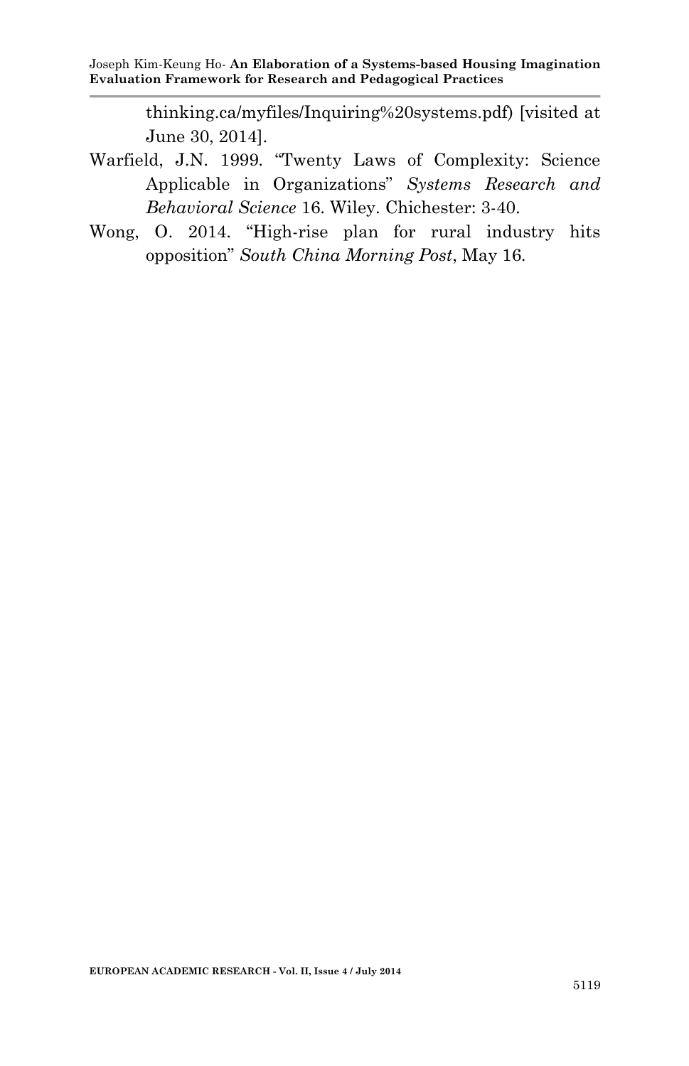thinking.ca/myfiles/Inquiring%20systems.pdf) [visited at June 30, 2014].

Warfield, J.N. 1999. "Twenty Laws of Complexity: Science Applicable in Organizations" *Systems Research and Behavioral Science* 16. Wiley. Chichester: 3-40.

Wong, O. 2014. "High-rise plan for rural industry hits opposition" *South China Morning Post*, May 16.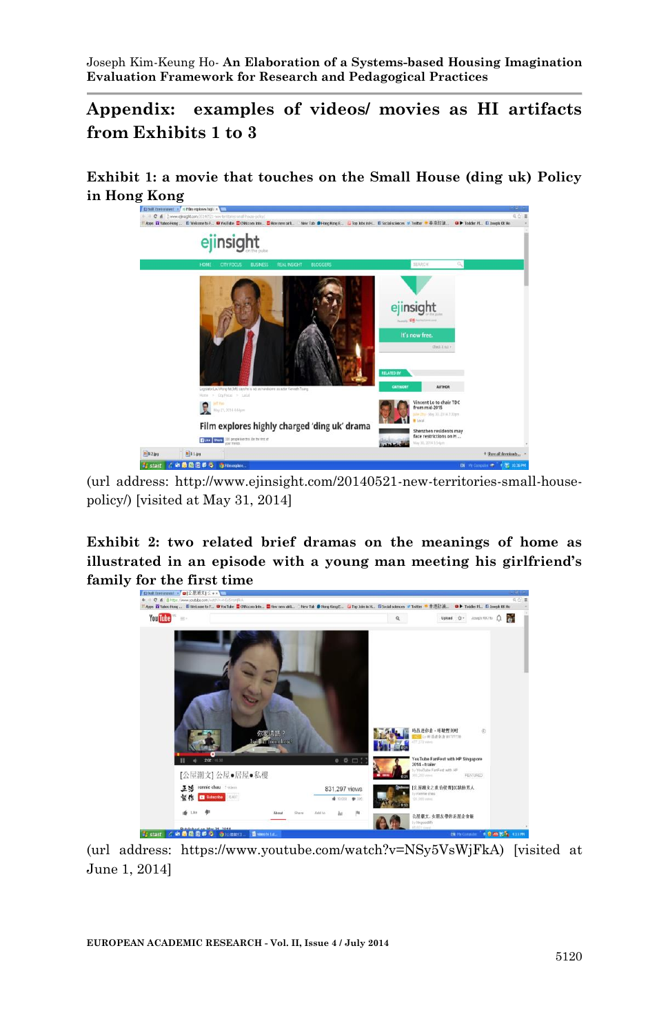## Appendix: examples of videos/ movies as HI artifacts from Exhibits 1 to 3

**Exhibit 1: a movie that touches on the Small House (ding uk) Policy in Hong Kong**

(url address: http://www.ejinsight.com/20140521-new-territories-small-house-policy/) [visited at May 31, 2014]

**Exhibit 2: two related brief dramas on the meanings of home as illustrated in an episode with a young man meeting his girlfriend's family for the first time**

(url address: https://www.youtube.com/watch?v=NSy5VsWjFkA) [visited at June 1, 2014]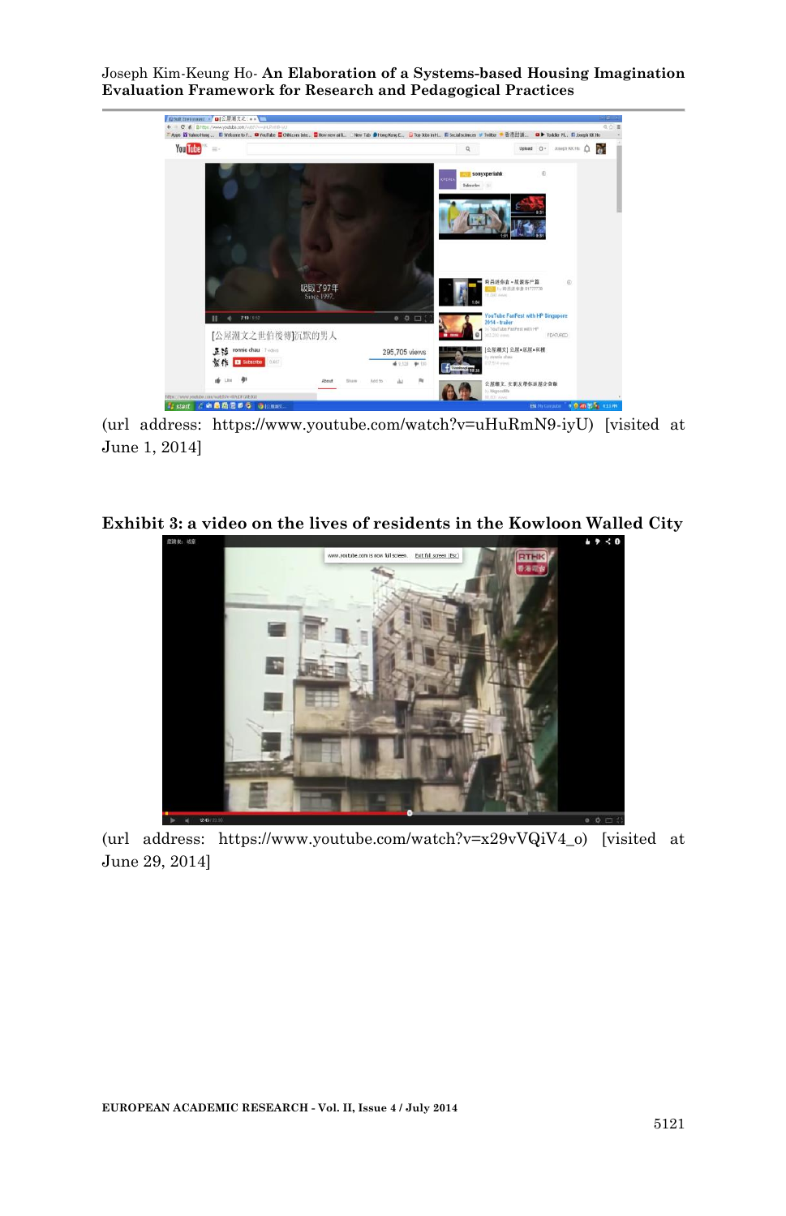(url address: https://www.youtube.com/watch?v=uHuRmN9-iyU) [visited at June 1, 2014]

**Exhibit 3: a video on the lives of residents in the Kowloon Walled City**

(url address: https://www.youtube.com/watch?v=x29vVQiV4_o) [visited at June 29, 2014]